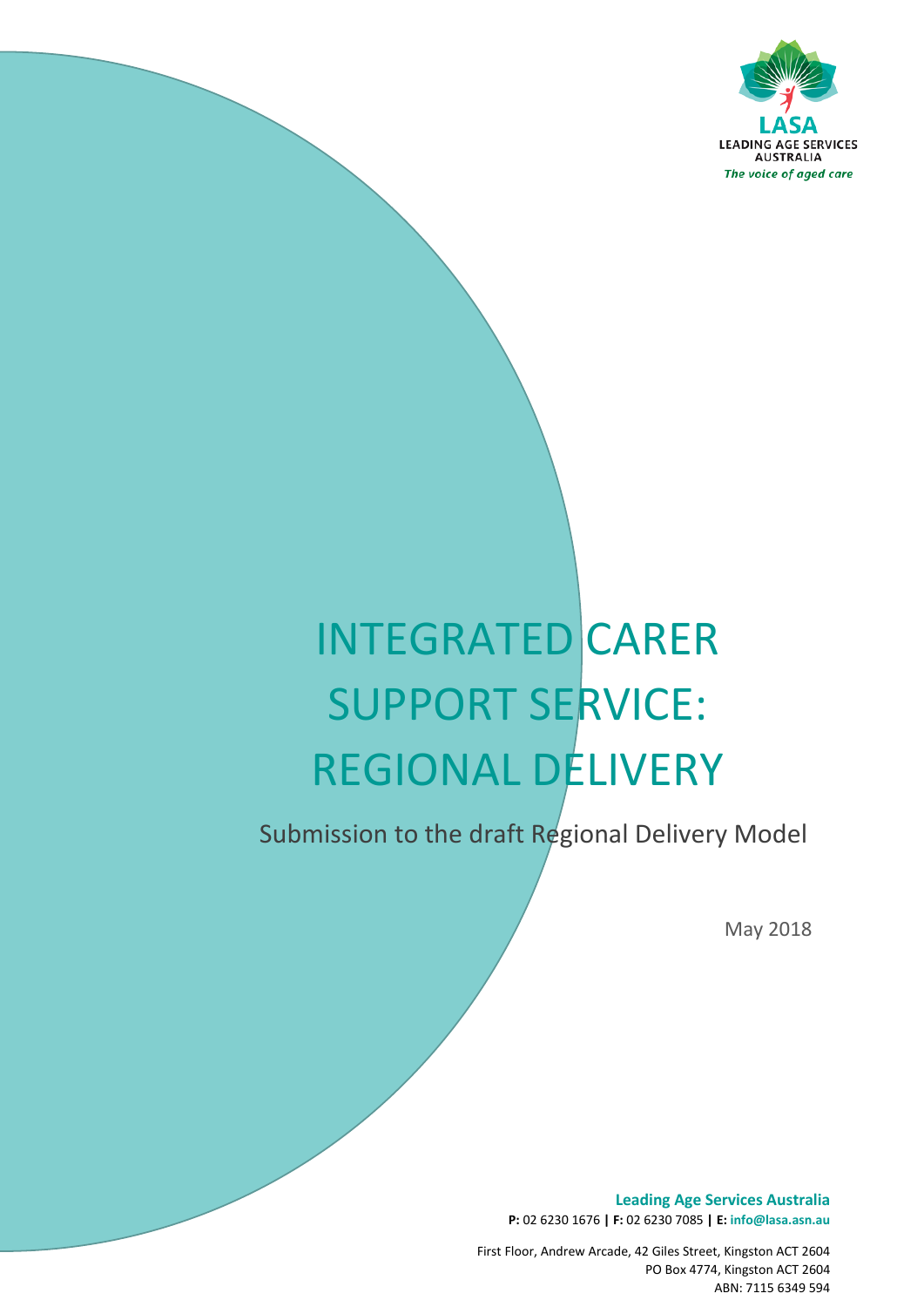LASA

LEADING AGE SERVICES AUSTRALIA

*The voice of aged care*

# INTEGRATED CARER SUPPORT SERVICE: REGIONAL DELIVERY

Submission to the draft Regional Delivery Model

May 2018

**Leading Age Services Australia**

**P:** 02 6230 1676 **|** **F:** 02 6230 7085 **|** **E:** **info@lasa.asn.au**

First Floor, Andrew Arcade, 42 Giles Street, Kingston ACT 2604

PO Box 4774, Kingston ACT 2604

ABN: 7115 6349 594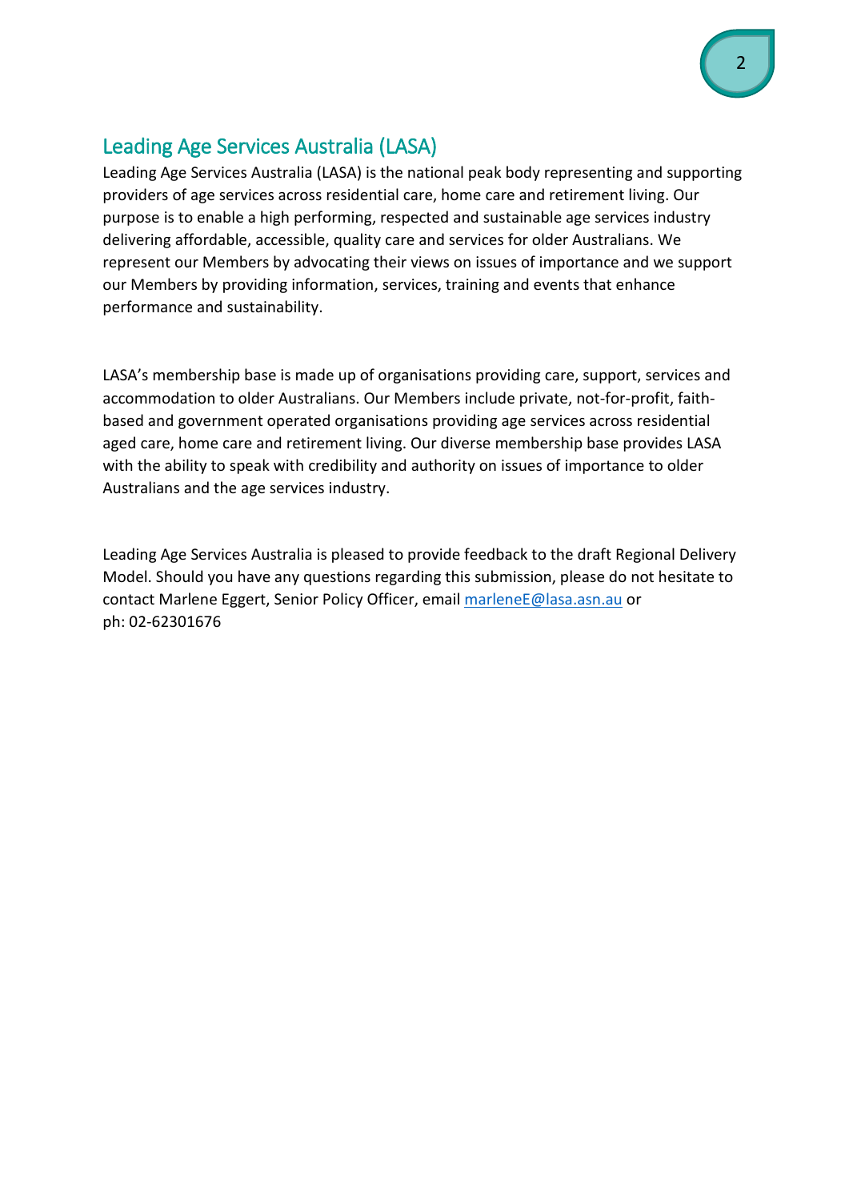## Leading Age Services Australia (LASA)

Leading Age Services Australia (LASA) is the national peak body representing and supporting providers of age services across residential care, home care and retirement living. Our purpose is to enable a high performing, respected and sustainable age services industry delivering affordable, accessible, quality care and services for older Australians. We represent our Members by advocating their views on issues of importance and we support our Members by providing information, services, training and events that enhance performance and sustainability.

LASA's membership base is made up of organisations providing care, support, services and accommodation to older Australians. Our Members include private, not-for-profit, faith-based and government operated organisations providing age services across residential aged care, home care and retirement living. Our diverse membership base provides LASA with the ability to speak with credibility and authority on issues of importance to older Australians and the age services industry.

Leading Age Services Australia is pleased to provide feedback to the draft Regional Delivery Model. Should you have any questions regarding this submission, please do not hesitate to contact Marlene Eggert, Senior Policy Officer, email marleneE@lasa.asn.au or ph: 02-62301676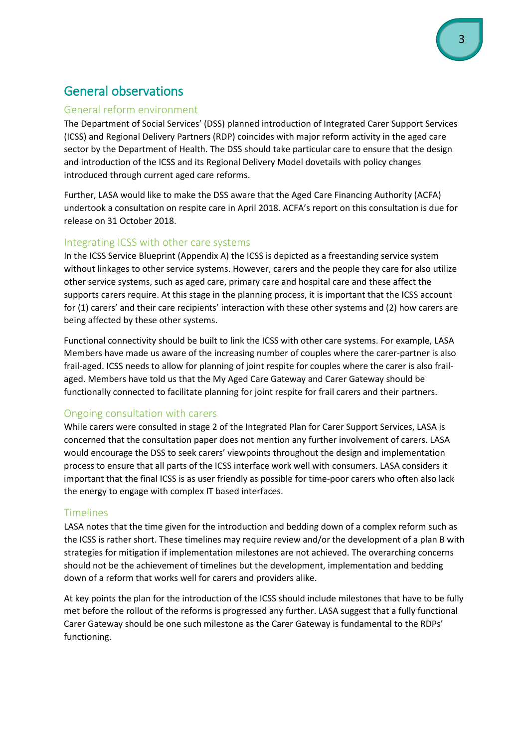# General observations

## General reform environment

The Department of Social Services' (DSS) planned introduction of Integrated Carer Support Services (ICSS) and Regional Delivery Partners (RDP) coincides with major reform activity in the aged care sector by the Department of Health. The DSS should take particular care to ensure that the design and introduction of the ICSS and its Regional Delivery Model dovetails with policy changes introduced through current aged care reforms.

Further, LASA would like to make the DSS aware that the Aged Care Financing Authority (ACFA) undertook a consultation on respite care in April 2018. ACFA's report on this consultation is due for release on 31 October 2018.

## Integrating ICSS with other care systems

In the ICSS Service Blueprint (Appendix A) the ICSS is depicted as a freestanding service system without linkages to other service systems. However, carers and the people they care for also utilize other service systems, such as aged care, primary care and hospital care and these affect the supports carers require. At this stage in the planning process, it is important that the ICSS account for (1) carers' and their care recipients' interaction with these other systems and (2) how carers are being affected by these other systems.

Functional connectivity should be built to link the ICSS with other care systems. For example, LASA Members have made us aware of the increasing number of couples where the carer-partner is also frail-aged. ICSS needs to allow for planning of joint respite for couples where the carer is also frail-aged. Members have told us that the My Aged Care Gateway and Carer Gateway should be functionally connected to facilitate planning for joint respite for frail carers and their partners.

## Ongoing consultation with carers

While carers were consulted in stage 2 of the Integrated Plan for Carer Support Services, LASA is concerned that the consultation paper does not mention any further involvement of carers. LASA would encourage the DSS to seek carers' viewpoints throughout the design and implementation process to ensure that all parts of the ICSS interface work well with consumers. LASA considers it important that the final ICSS is as user friendly as possible for time-poor carers who often also lack the energy to engage with complex IT based interfaces.

## Timelines

LASA notes that the time given for the introduction and bedding down of a complex reform such as the ICSS is rather short. These timelines may require review and/or the development of a plan B with strategies for mitigation if implementation milestones are not achieved. The overarching concerns should not be the achievement of timelines but the development, implementation and bedding down of a reform that works well for carers and providers alike.

At key points the plan for the introduction of the ICSS should include milestones that have to be fully met before the rollout of the reforms is progressed any further. LASA suggest that a fully functional Carer Gateway should be one such milestone as the Carer Gateway is fundamental to the RDPs' functioning.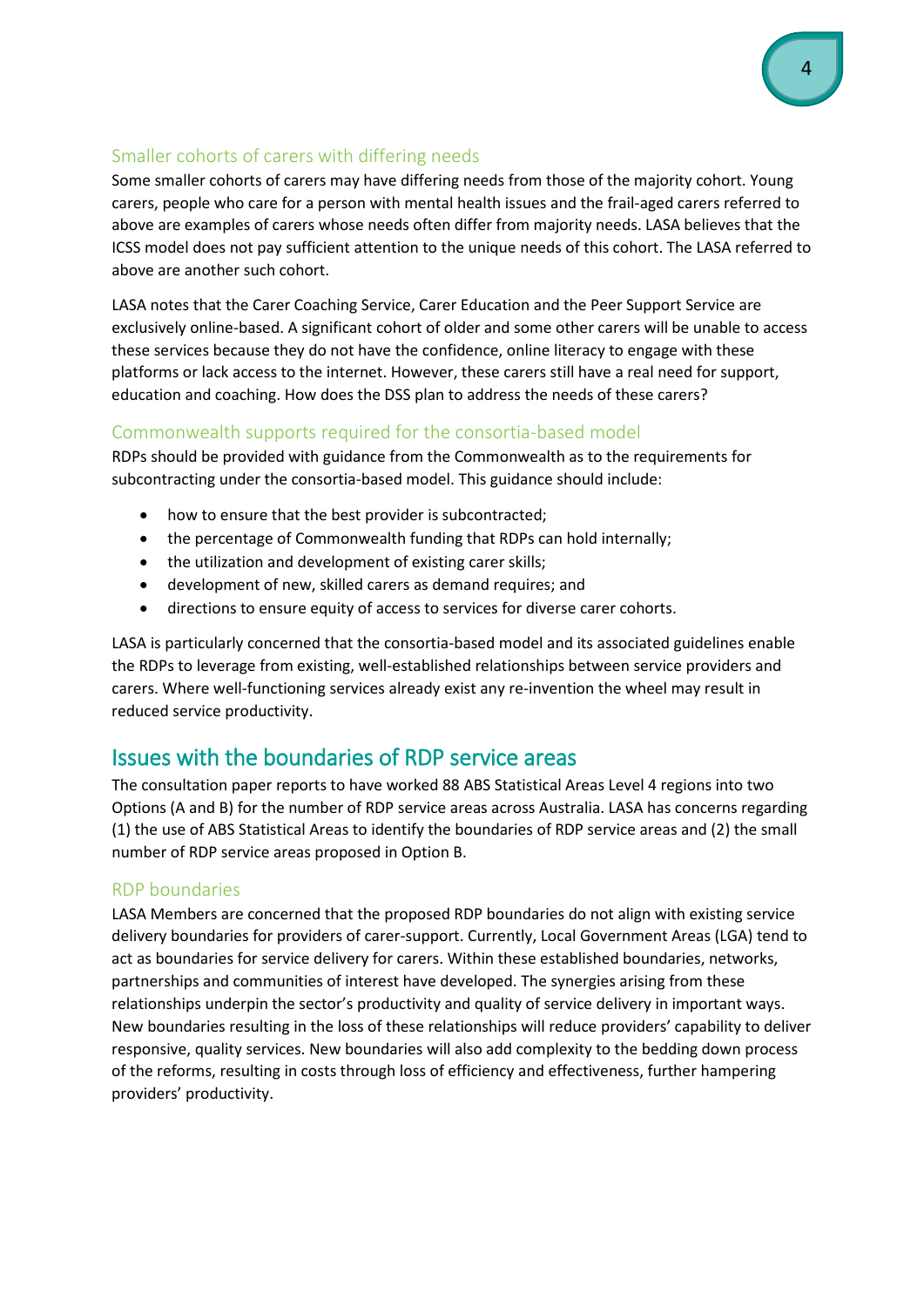### Smaller cohorts of carers with differing needs

Some smaller cohorts of carers may have differing needs from those of the majority cohort. Young carers, people who care for a person with mental health issues and the frail-aged carers referred to above are examples of carers whose needs often differ from majority needs. LASA believes that the ICSS model does not pay sufficient attention to the unique needs of this cohort. The LASA referred to above are another such cohort.

LASA notes that the Carer Coaching Service, Carer Education and the Peer Support Service are exclusively online-based. A significant cohort of older and some other carers will be unable to access these services because they do not have the confidence, online literacy to engage with these platforms or lack access to the internet. However, these carers still have a real need for support, education and coaching. How does the DSS plan to address the needs of these carers?

### Commonwealth supports required for the consortia-based model

RDPs should be provided with guidance from the Commonwealth as to the requirements for subcontracting under the consortia-based model. This guidance should include:

- how to ensure that the best provider is subcontracted;
- the percentage of Commonwealth funding that RDPs can hold internally;
- the utilization and development of existing carer skills;
- development of new, skilled carers as demand requires; and
- directions to ensure equity of access to services for diverse carer cohorts.

LASA is particularly concerned that the consortia-based model and its associated guidelines enable the RDPs to leverage from existing, well-established relationships between service providers and carers. Where well-functioning services already exist any re-invention the wheel may result in reduced service productivity.

## Issues with the boundaries of RDP service areas

The consultation paper reports to have worked 88 ABS Statistical Areas Level 4 regions into two Options (A and B) for the number of RDP service areas across Australia. LASA has concerns regarding (1) the use of ABS Statistical Areas to identify the boundaries of RDP service areas and (2) the small number of RDP service areas proposed in Option B.

### RDP boundaries

LASA Members are concerned that the proposed RDP boundaries do not align with existing service delivery boundaries for providers of carer-support. Currently, Local Government Areas (LGA) tend to act as boundaries for service delivery for carers. Within these established boundaries, networks, partnerships and communities of interest have developed. The synergies arising from these relationships underpin the sector's productivity and quality of service delivery in important ways. New boundaries resulting in the loss of these relationships will reduce providers' capability to deliver responsive, quality services. New boundaries will also add complexity to the bedding down process of the reforms, resulting in costs through loss of efficiency and effectiveness, further hampering providers' productivity.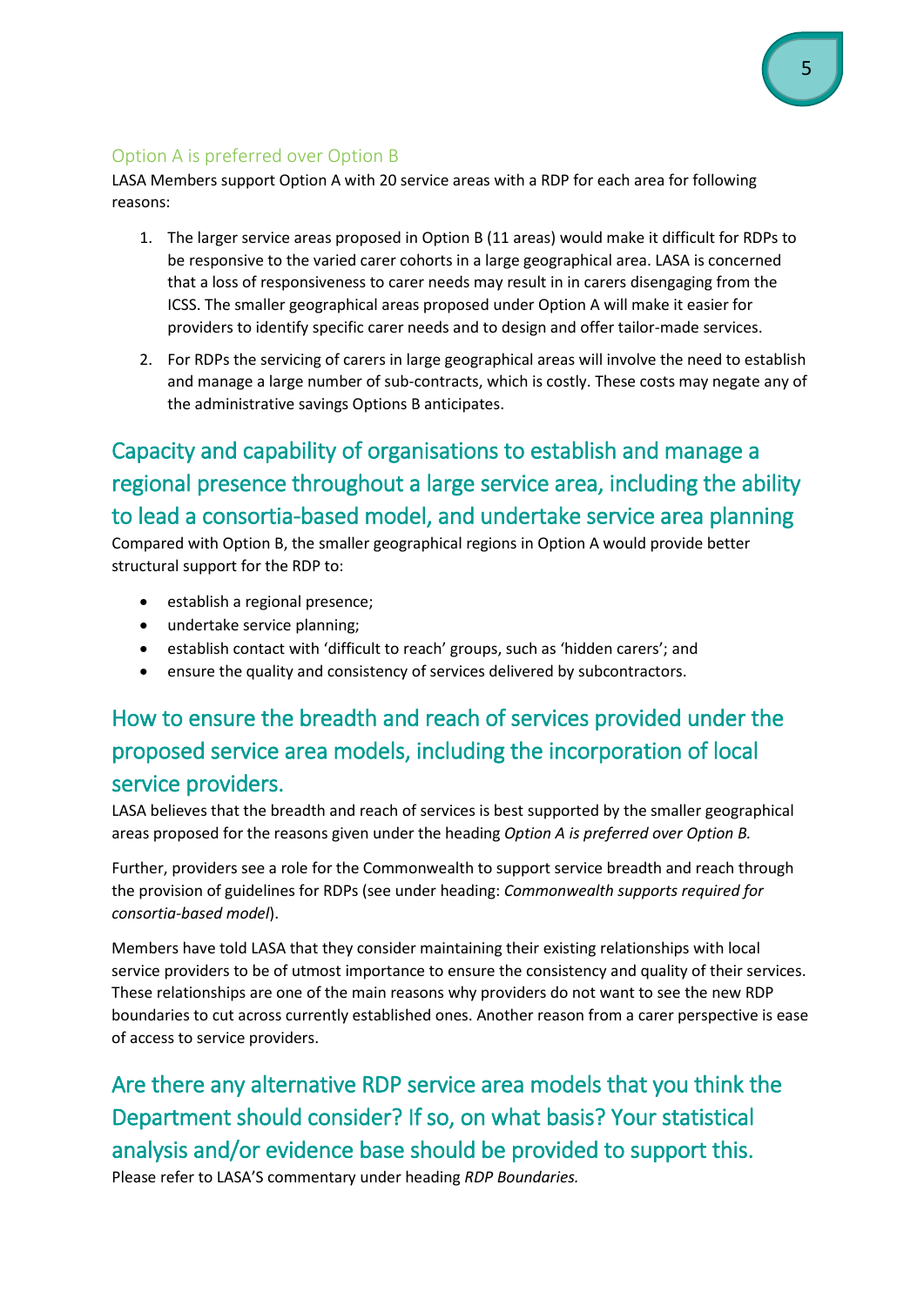### Option A is preferred over Option B

LASA Members support Option A with 20 service areas with a RDP for each area for following reasons:

1. The larger service areas proposed in Option B (11 areas) would make it difficult for RDPs to be responsive to the varied carer cohorts in a large geographical area. LASA is concerned that a loss of responsiveness to carer needs may result in in carers disengaging from the ICSS. The smaller geographical areas proposed under Option A will make it easier for providers to identify specific carer needs and to design and offer tailor-made services.
2. For RDPs the servicing of carers in large geographical areas will involve the need to establish and manage a large number of sub-contracts, which is costly. These costs may negate any of the administrative savings Options B anticipates.

## Capacity and capability of organisations to establish and manage a regional presence throughout a large service area, including the ability to lead a consortia-based model, and undertake service area planning

Compared with Option B, the smaller geographical regions in Option A would provide better structural support for the RDP to:

- establish a regional presence;
- undertake service planning;
- establish contact with 'difficult to reach' groups, such as 'hidden carers'; and
- ensure the quality and consistency of services delivered by subcontractors.

## How to ensure the breadth and reach of services provided under the proposed service area models, including the incorporation of local service providers.

LASA believes that the breadth and reach of services is best supported by the smaller geographical areas proposed for the reasons given under the heading *Option A is preferred over Option B.*

Further, providers see a role for the Commonwealth to support service breadth and reach through the provision of guidelines for RDPs (see under heading: *Commonwealth supports required for consortia-based model*).

Members have told LASA that they consider maintaining their existing relationships with local service providers to be of utmost importance to ensure the consistency and quality of their services. These relationships are one of the main reasons why providers do not want to see the new RDP boundaries to cut across currently established ones. Another reason from a carer perspective is ease of access to service providers.

## Are there any alternative RDP service area models that you think the Department should consider? If so, on what basis? Your statistical analysis and/or evidence base should be provided to support this.

Please refer to LASA'S commentary under heading *RDP Boundaries.*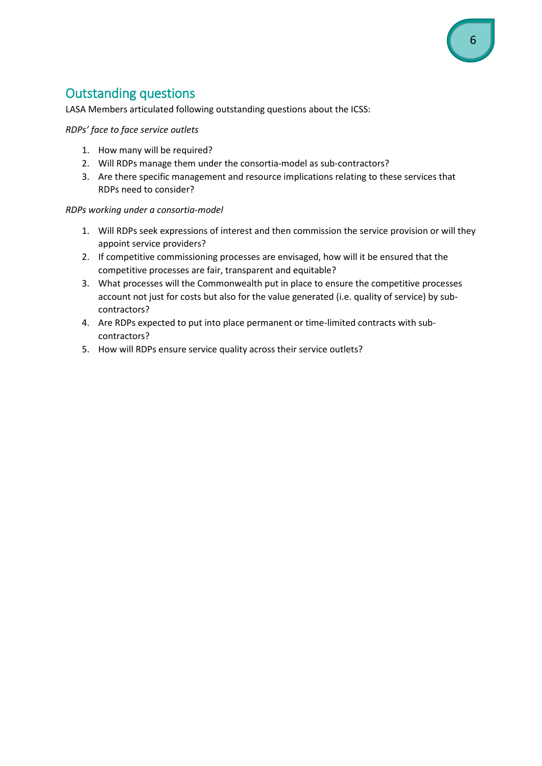## Outstanding questions

LASA Members articulated following outstanding questions about the ICSS:

*RDPs' face to face service outlets*

1. How many will be required?
2. Will RDPs manage them under the consortia-model as sub-contractors?
3. Are there specific management and resource implications relating to these services that RDPs need to consider?

*RDPs working under a consortia-model*

1. Will RDPs seek expressions of interest and then commission the service provision or will they appoint service providers?
2. If competitive commissioning processes are envisaged, how will it be ensured that the competitive processes are fair, transparent and equitable?
3. What processes will the Commonwealth put in place to ensure the competitive processes account not just for costs but also for the value generated (i.e. quality of service) by sub-contractors?
4. Are RDPs expected to put into place permanent or time-limited contracts with sub-contractors?
5. How will RDPs ensure service quality across their service outlets?